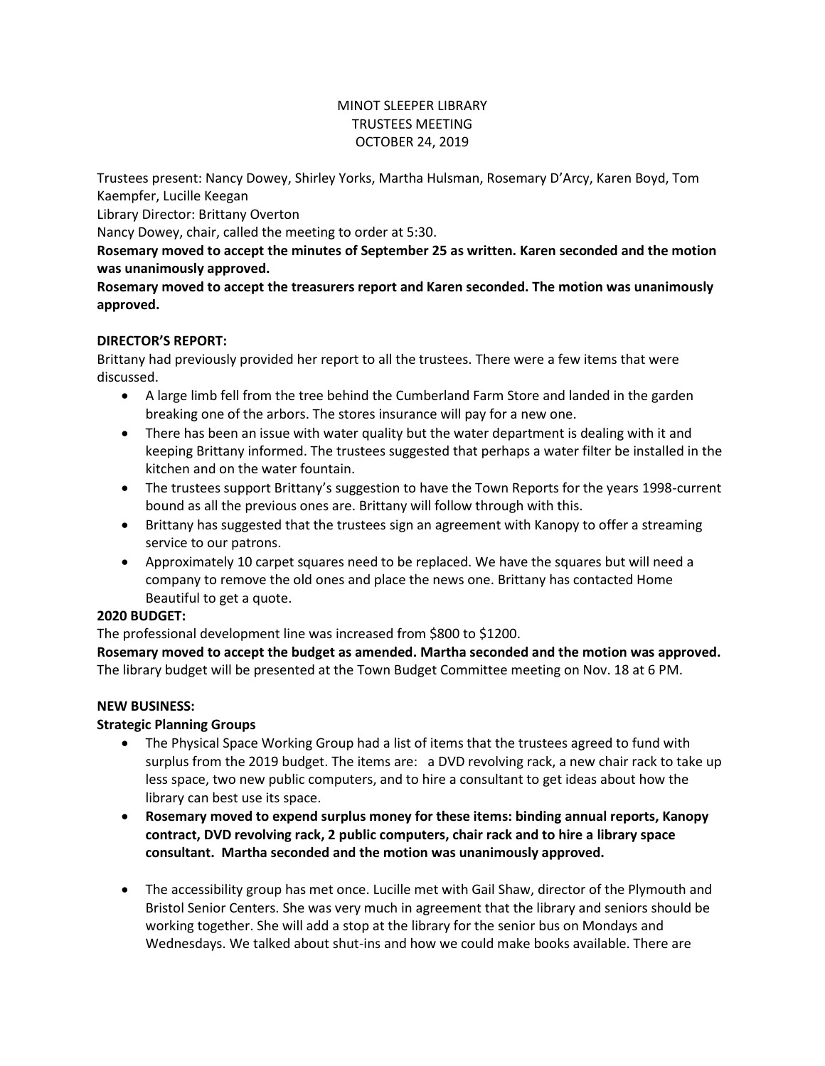MINOT SLEEPER LIBRARY
TRUSTEES MEETING
OCTOBER 24, 2019

Trustees present: Nancy Dowey, Shirley Yorks, Martha Hulsman, Rosemary D'Arcy, Karen Boyd, Tom Kaempfer, Lucille Keegan

Library Director: Brittany Overton

Nancy Dowey, chair, called the meeting to order at 5:30.

**Rosemary moved to accept the minutes of September 25 as written. Karen seconded and the motion was unanimously approved.**

**Rosemary moved to accept the treasurers report and Karen seconded. The motion was unanimously approved.**

**DIRECTOR'S REPORT:**

Brittany had previously provided her report to all the trustees. There were a few items that were discussed.

- A large limb fell from the tree behind the Cumberland Farm Store and landed in the garden breaking one of the arbors. The stores insurance will pay for a new one.
- There has been an issue with water quality but the water department is dealing with it and keeping Brittany informed. The trustees suggested that perhaps a water filter be installed in the kitchen and on the water fountain.
- The trustees support Brittany's suggestion to have the Town Reports for the years 1998-current bound as all the previous ones are. Brittany will follow through with this.
- Brittany has suggested that the trustees sign an agreement with Kanopy to offer a streaming service to our patrons.
- Approximately 10 carpet squares need to be replaced. We have the squares but will need a company to remove the old ones and place the news one. Brittany has contacted Home Beautiful to get a quote.

**2020 BUDGET:**

The professional development line was increased from $800 to $1200.

**Rosemary moved to accept the budget as amended. Martha seconded and the motion was approved.**

The library budget will be presented at the Town Budget Committee meeting on Nov. 18 at 6 PM.

**NEW BUSINESS:**

**Strategic Planning Groups**

- The Physical Space Working Group had a list of items that the trustees agreed to fund with surplus from the 2019 budget. The items are: a DVD revolving rack, a new chair rack to take up less space, two new public computers, and to hire a consultant to get ideas about how the library can best use its space.
- **Rosemary moved to expend surplus money for these items: binding annual reports, Kanopy contract, DVD revolving rack, 2 public computers, chair rack and to hire a library space consultant. Martha seconded and the motion was unanimously approved.**

- The accessibility group has met once. Lucille met with Gail Shaw, director of the Plymouth and Bristol Senior Centers. She was very much in agreement that the library and seniors should be working together. She will add a stop at the library for the senior bus on Mondays and Wednesdays. We talked about shut-ins and how we could make books available. There are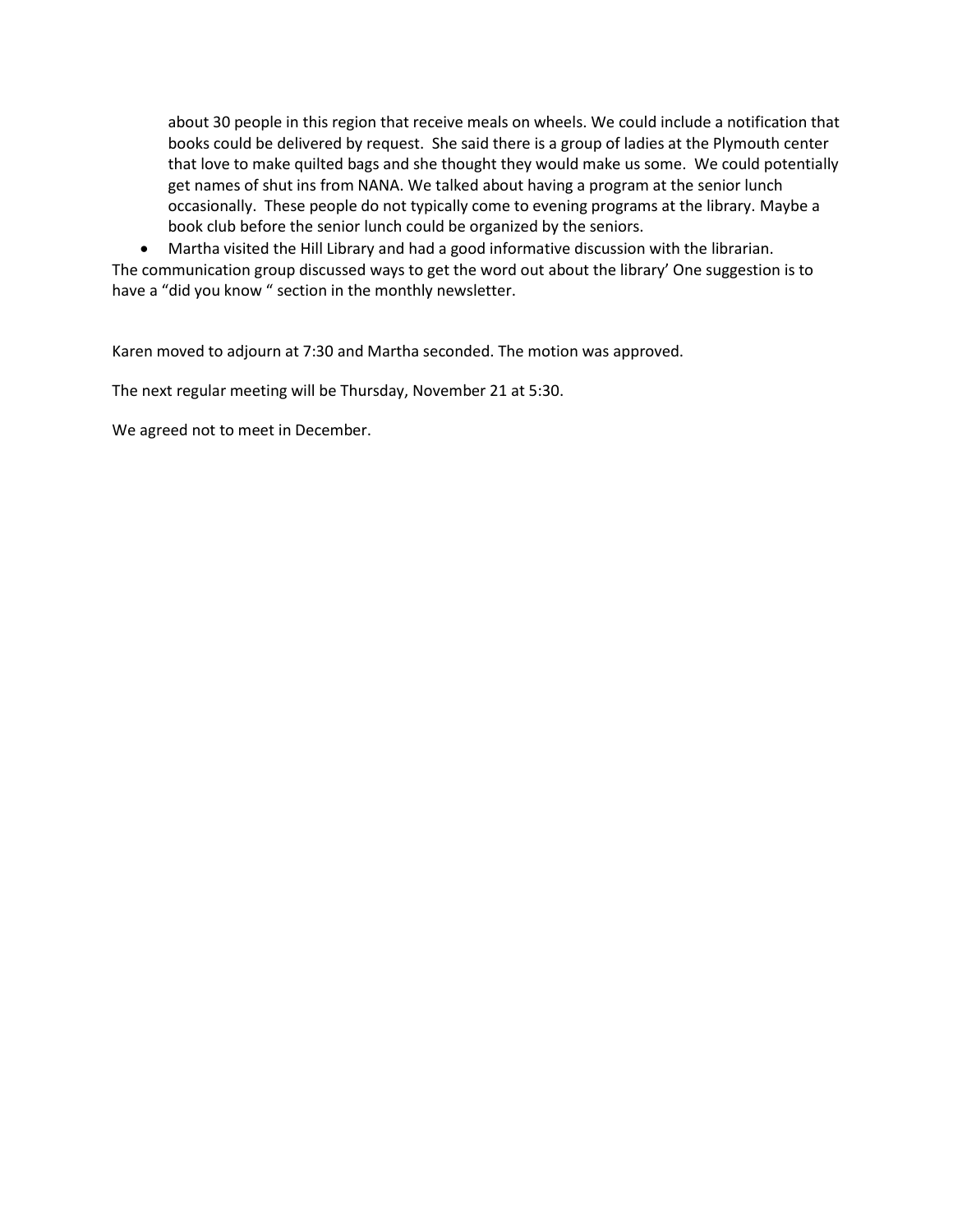about 30 people in this region that receive meals on wheels. We could include a notification that books could be delivered by request. She said there is a group of ladies at the Plymouth center that love to make quilted bags and she thought they would make us some. We could potentially get names of shut ins from NANA. We talked about having a program at the senior lunch occasionally. These people do not typically come to evening programs at the library. Maybe a book club before the senior lunch could be organized by the seniors.

- Martha visited the Hill Library and had a good informative discussion with the librarian.

The communication group discussed ways to get the word out about the library' One suggestion is to have a "did you know " section in the monthly newsletter.

Karen moved to adjourn at 7:30 and Martha seconded. The motion was approved.

The next regular meeting will be Thursday, November 21 at 5:30.

We agreed not to meet in December.